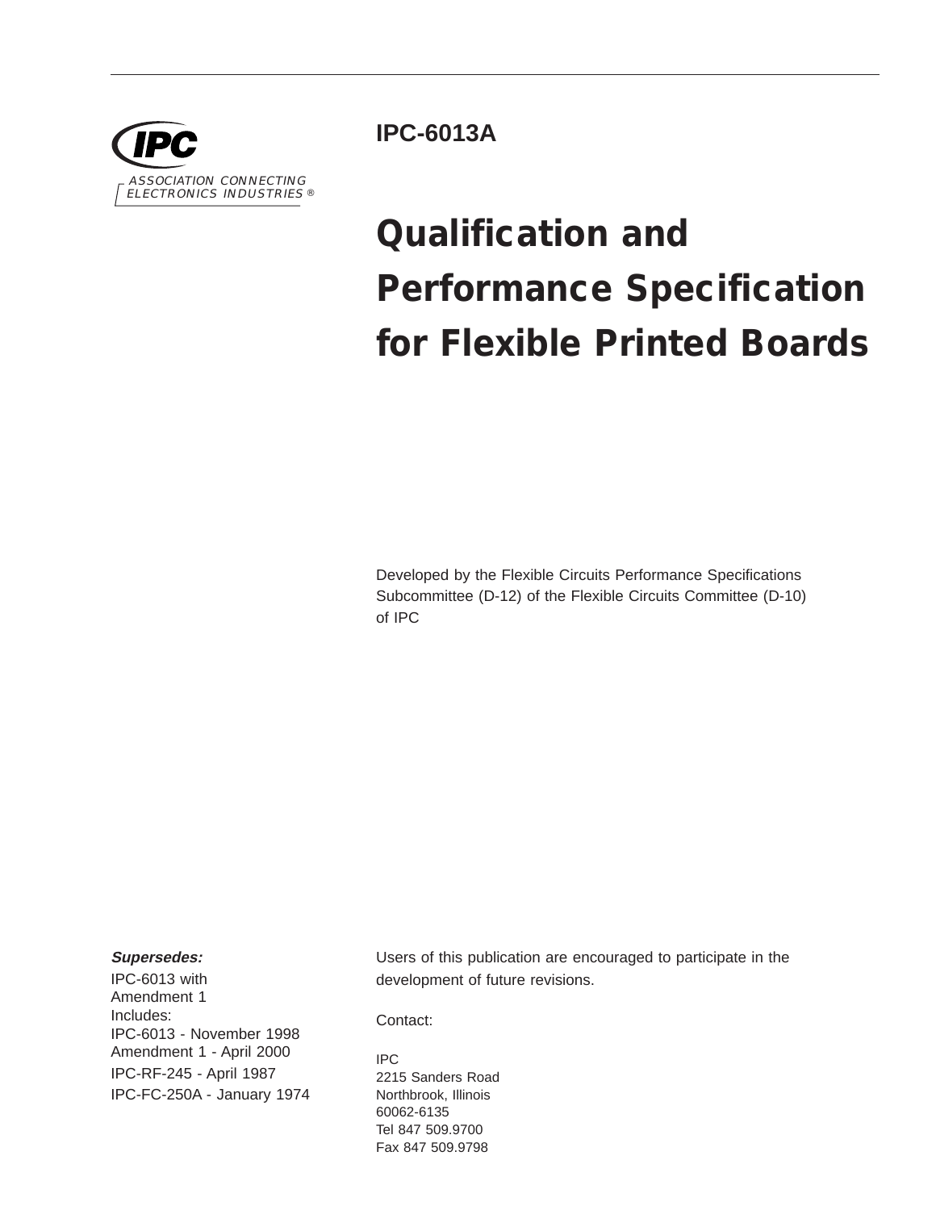IPC

ASSOCIATION CONNECTING ELECTRONICS INDUSTRIES ®

**IPC-6013A**

# Qualification and Performance Specification for Flexible Printed Boards

Developed by the Flexible Circuits Performance Specifications Subcommittee (D-12) of the Flexible Circuits Committee (D-10) of IPC

***Supersedes:***

IPC-6013 with
Amendment 1
Includes:
IPC-6013 - November 1998
Amendment 1 - April 2000
IPC-RF-245 - April 1987
IPC-FC-250A - January 1974

Users of this publication are encouraged to participate in the development of future revisions.

Contact:

IPC
2215 Sanders Road
Northbrook, Illinois
60062-6135
Tel 847 509.9700
Fax 847 509.9798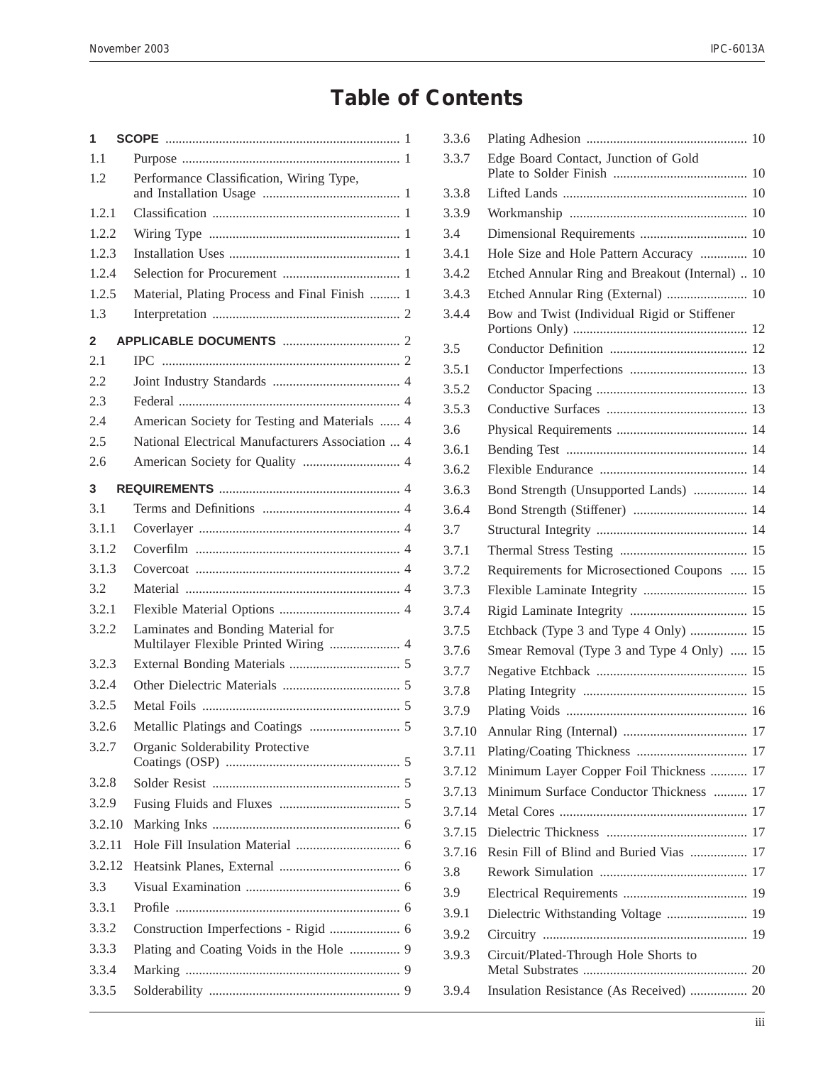# Table of Contents

**1 SCOPE** ..... 1

1.1 Purpose ..... 1

1.2 Performance Classification, Wiring Type, and Installation Usage ..... 1

1.2.1 Classification ..... 1

1.2.2 Wiring Type ..... 1

1.2.3 Installation Uses ..... 1

1.2.4 Selection for Procurement ..... 1

1.2.5 Material, Plating Process and Final Finish ..... 1

1.3 Interpretation ..... 2

**2 APPLICABLE DOCUMENTS** ..... 2

2.1 IPC ..... 2

2.2 Joint Industry Standards ..... 4

2.3 Federal ..... 4

2.4 American Society for Testing and Materials ..... 4

2.5 National Electrical Manufacturers Association ..... 4

2.6 American Society for Quality ..... 4

**3 REQUIREMENTS** ..... 4

3.1 Terms and Definitions ..... 4

3.1.1 Coverlayer ..... 4

3.1.2 Coverfilm ..... 4

3.1.3 Covercoat ..... 4

3.2 Material ..... 4

3.2.1 Flexible Material Options ..... 4

3.2.2 Laminates and Bonding Material for Multilayer Flexible Printed Wiring ..... 4

3.2.3 External Bonding Materials ..... 5

3.2.4 Other Dielectric Materials ..... 5

3.2.5 Metal Foils ..... 5

3.2.6 Metallic Platings and Coatings ..... 5

3.2.7 Organic Solderability Protective Coatings (OSP) ..... 5

3.2.8 Solder Resist ..... 5

3.2.9 Fusing Fluids and Fluxes ..... 5

3.2.10 Marking Inks ..... 6

3.2.11 Hole Fill Insulation Material ..... 6

3.2.12 Heatsink Planes, External ..... 6

3.3 Visual Examination ..... 6

3.3.1 Profile ..... 6

3.3.2 Construction Imperfections - Rigid ..... 6

3.3.3 Plating and Coating Voids in the Hole ..... 9

3.3.4 Marking ..... 9

3.3.5 Solderability ..... 9

3.3.6 Plating Adhesion ..... 10

3.3.7 Edge Board Contact, Junction of Gold Plate to Solder Finish ..... 10

3.3.8 Lifted Lands ..... 10

3.3.9 Workmanship ..... 10

3.4 Dimensional Requirements ..... 10

3.4.1 Hole Size and Hole Pattern Accuracy ..... 10

3.4.2 Etched Annular Ring and Breakout (Internal) ..... 10

3.4.3 Etched Annular Ring (External) ..... 10

3.4.4 Bow and Twist (Individual Rigid or Stiffener Portions Only) ..... 12

3.5 Conductor Definition ..... 12

3.5.1 Conductor Imperfections ..... 13

3.5.2 Conductor Spacing ..... 13

3.5.3 Conductive Surfaces ..... 13

3.6 Physical Requirements ..... 14

3.6.1 Bending Test ..... 14

3.6.2 Flexible Endurance ..... 14

3.6.3 Bond Strength (Unsupported Lands) ..... 14

3.6.4 Bond Strength (Stiffener) ..... 14

3.7 Structural Integrity ..... 14

3.7.1 Thermal Stress Testing ..... 15

3.7.2 Requirements for Microsectioned Coupons ..... 15

3.7.3 Flexible Laminate Integrity ..... 15

3.7.4 Rigid Laminate Integrity ..... 15

3.7.5 Etchback (Type 3 and Type 4 Only) ..... 15

3.7.6 Smear Removal (Type 3 and Type 4 Only) ..... 15

3.7.7 Negative Etchback ..... 15

3.7.8 Plating Integrity ..... 15

3.7.9 Plating Voids ..... 16

3.7.10 Annular Ring (Internal) ..... 17

3.7.11 Plating/Coating Thickness ..... 17

3.7.12 Minimum Layer Copper Foil Thickness ..... 17

3.7.13 Minimum Surface Conductor Thickness ..... 17

3.7.14 Metal Cores ..... 17

3.7.15 Dielectric Thickness ..... 17

3.7.16 Resin Fill of Blind and Buried Vias ..... 17

3.8 Rework Simulation ..... 17

3.9 Electrical Requirements ..... 19

3.9.1 Dielectric Withstanding Voltage ..... 19

3.9.2 Circuitry ..... 19

3.9.3 Circuit/Plated-Through Hole Shorts to Metal Substrates ..... 20

3.9.4 Insulation Resistance (As Received) ..... 20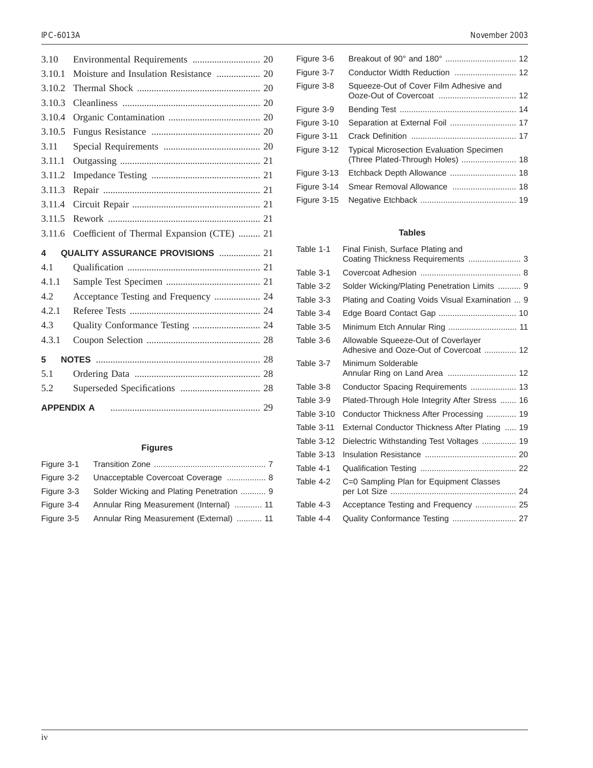3.10 Environmental Requirements ............................ 20
3.10.1 Moisture and Insulation Resistance .................. 20
3.10.2 Thermal Shock ................................................... 20
3.10.3 Cleanliness ......................................................... 20
3.10.4 Organic Contamination ...................................... 20
3.10.5 Fungus Resistance ............................................. 20
3.11 Special Requirements ........................................ 20
3.11.1 Outgassing .......................................................... 21
3.11.2 Impedance Testing ............................................. 21
3.11.3 Repair ................................................................. 21
3.11.4 Circuit Repair ..................................................... 21
3.11.5 Rework ............................................................... 21
3.11.6 Coefficient of Thermal Expansion (CTE) ......... 21

**4 QUALITY ASSURANCE PROVISIONS** ................. 21
4.1 Qualification ....................................................... 21
4.1.1 Sample Test Specimen ....................................... 21
4.2 Acceptance Testing and Frequency ................... 24
4.2.1 Referee Tests ...................................................... 24
4.3 Quality Conformance Testing ............................ 24
4.3.1 Coupon Selection ............................................... 28

**5 NOTES** .................................................................... 28
5.1 Ordering Data .................................................... 28
5.2 Superseded Specifications ................................. 28

**APPENDIX A** ............................................................. 29

## Figures

Figure 3-1 Transition Zone ................................................ 7
Figure 3-2 Unacceptable Covercoat Coverage ................. 8
Figure 3-3 Solder Wicking and Plating Penetration ........... 9
Figure 3-4 Annular Ring Measurement (Internal) ............ 11
Figure 3-5 Annular Ring Measurement (External) ........... 11
Figure 3-6 Breakout of 90° and 180° ............................... 12
Figure 3-7 Conductor Width Reduction ........................... 12
Figure 3-8 Squeeze-Out of Cover Film Adhesive and Ooze-Out of Covercoat .................................. 12
Figure 3-9 Bending Test .................................................. 14
Figure 3-10 Separation at External Foil ............................. 17
Figure 3-11 Crack Definition .............................................. 17
Figure 3-12 Typical Microsection Evaluation Specimen (Three Plated-Through Holes) ........................ 18
Figure 3-13 Etchback Depth Allowance ............................. 18
Figure 3-14 Smear Removal Allowance ............................ 18
Figure 3-15 Negative Etchback .......................................... 19

## Tables

Table 1-1 Final Finish, Surface Plating and Coating Thickness Requirements ....................... 3
Table 3-1 Covercoat Adhesion ............................................ 8
Table 3-2 Solder Wicking/Plating Penetration Limits .......... 9
Table 3-3 Plating and Coating Voids Visual Examination ... 9
Table 3-4 Edge Board Contact Gap .................................. 10
Table 3-5 Minimum Etch Annular Ring .............................. 11
Table 3-6 Allowable Squeeze-Out of Coverlayer Adhesive and Ooze-Out of Covercoat .............. 12
Table 3-7 Minimum Solderable Annular Ring on Land Area .............................. 12
Table 3-8 Conductor Spacing Requirements .................... 13
Table 3-9 Plated-Through Hole Integrity After Stress ........ 16
Table 3-10 Conductor Thickness After Processing ............. 19
Table 3-11 External Conductor Thickness After Plating ...... 19
Table 3-12 Dielectric Withstanding Test Voltages ............... 19
Table 3-13 Insulation Resistance ........................................ 20
Table 4-1 Qualification Testing .......................................... 22
Table 4-2 C=0 Sampling Plan for Equipment Classes per Lot Size ....................................................... 24
Table 4-3 Acceptance Testing and Frequency .................. 25
Table 4-4 Quality Conformance Testing ............................ 27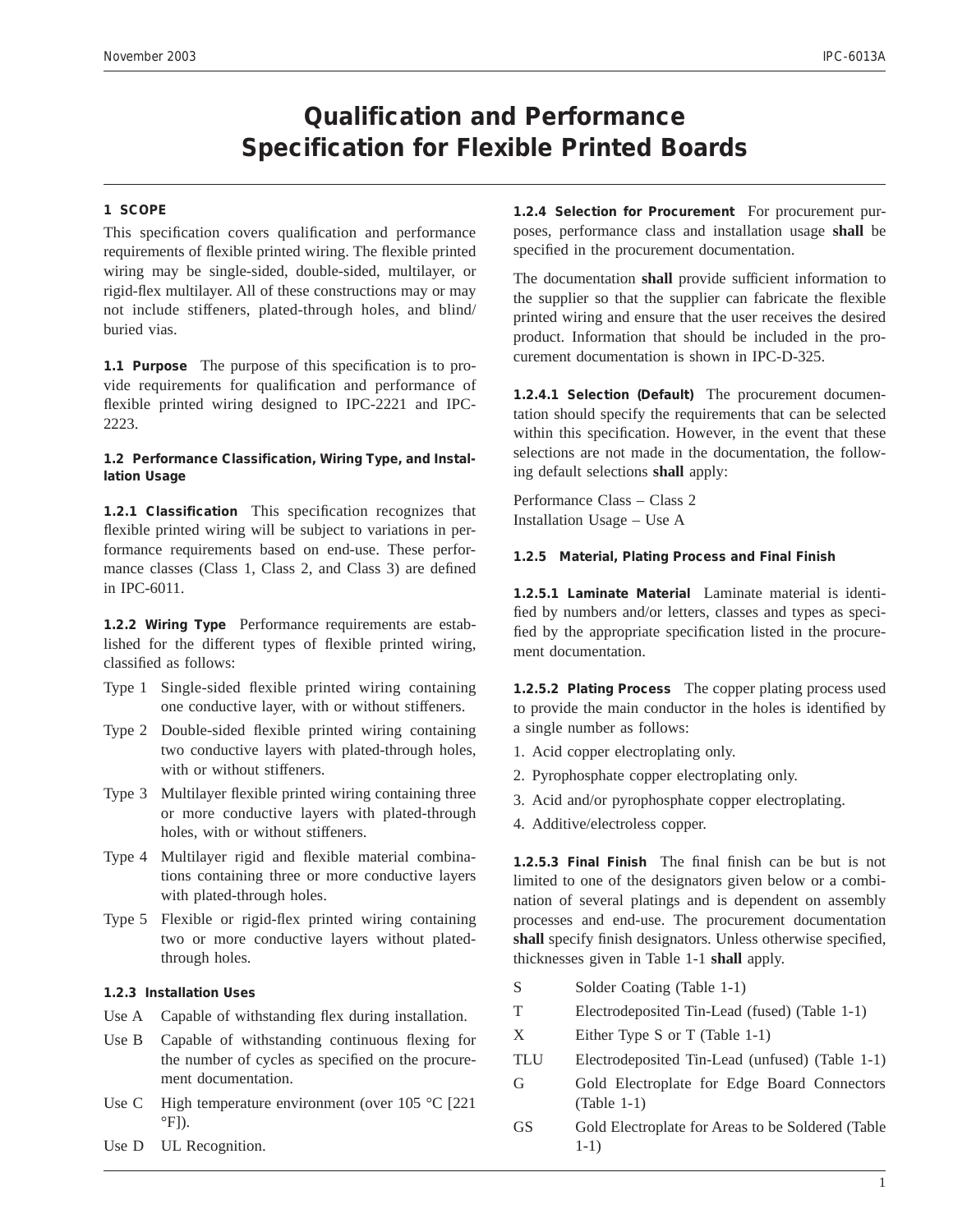# Qualification and Performance Specification for Flexible Printed Boards

## 1 SCOPE

This specification covers qualification and performance requirements of flexible printed wiring. The flexible printed wiring may be single-sided, double-sided, multilayer, or rigid-flex multilayer. All of these constructions may or may not include stiffeners, plated-through holes, and blind/buried vias.

**1.1 Purpose** The purpose of this specification is to provide requirements for qualification and performance of flexible printed wiring designed to IPC-2221 and IPC-2223.

### 1.2 Performance Classification, Wiring Type, and Installation Usage

**1.2.1 Classification** This specification recognizes that flexible printed wiring will be subject to variations in performance requirements based on end-use. These performance classes (Class 1, Class 2, and Class 3) are defined in IPC-6011.

**1.2.2 Wiring Type** Performance requirements are established for the different types of flexible printed wiring, classified as follows:

- Type 1 Single-sided flexible printed wiring containing one conductive layer, with or without stiffeners.
- Type 2 Double-sided flexible printed wiring containing two conductive layers with plated-through holes, with or without stiffeners.
- Type 3 Multilayer flexible printed wiring containing three or more conductive layers with plated-through holes, with or without stiffeners.
- Type 4 Multilayer rigid and flexible material combinations containing three or more conductive layers with plated-through holes.
- Type 5 Flexible or rigid-flex printed wiring containing two or more conductive layers without plated-through holes.

**1.2.3 Installation Uses**

- Use A Capable of withstanding flex during installation.
- Use B Capable of withstanding continuous flexing for the number of cycles as specified on the procurement documentation.
- Use C High temperature environment (over 105 °C [221 °F]).
- Use D UL Recognition.

**1.2.4 Selection for Procurement** For procurement purposes, performance class and installation usage **shall** be specified in the procurement documentation.

The documentation **shall** provide sufficient information to the supplier so that the supplier can fabricate the flexible printed wiring and ensure that the user receives the desired product. Information that should be included in the procurement documentation is shown in IPC-D-325.

**1.2.4.1 Selection (Default)** The procurement documentation should specify the requirements that can be selected within this specification. However, in the event that these selections are not made in the documentation, the following default selections **shall** apply:

Performance Class – Class 2
Installation Usage – Use A

**1.2.5 Material, Plating Process and Final Finish**

**1.2.5.1 Laminate Material** Laminate material is identified by numbers and/or letters, classes and types as specified by the appropriate specification listed in the procurement documentation.

**1.2.5.2 Plating Process** The copper plating process used to provide the main conductor in the holes is identified by a single number as follows:

1. Acid copper electroplating only.
2. Pyrophosphate copper electroplating only.
3. Acid and/or pyrophosphate copper electroplating.
4. Additive/electroless copper.

**1.2.5.3 Final Finish** The final finish can be but is not limited to one of the designators given below or a combination of several platings and is dependent on assembly processes and end-use. The procurement documentation **shall** specify finish designators. Unless otherwise specified, thicknesses given in Table 1-1 **shall** apply.

- S Solder Coating (Table 1-1)
- T Electrodeposited Tin-Lead (fused) (Table 1-1)
- X Either Type S or T (Table 1-1)
- TLU Electrodeposited Tin-Lead (unfused) (Table 1-1)
- G Gold Electroplate for Edge Board Connectors (Table 1-1)
- GS Gold Electroplate for Areas to be Soldered (Table 1-1)